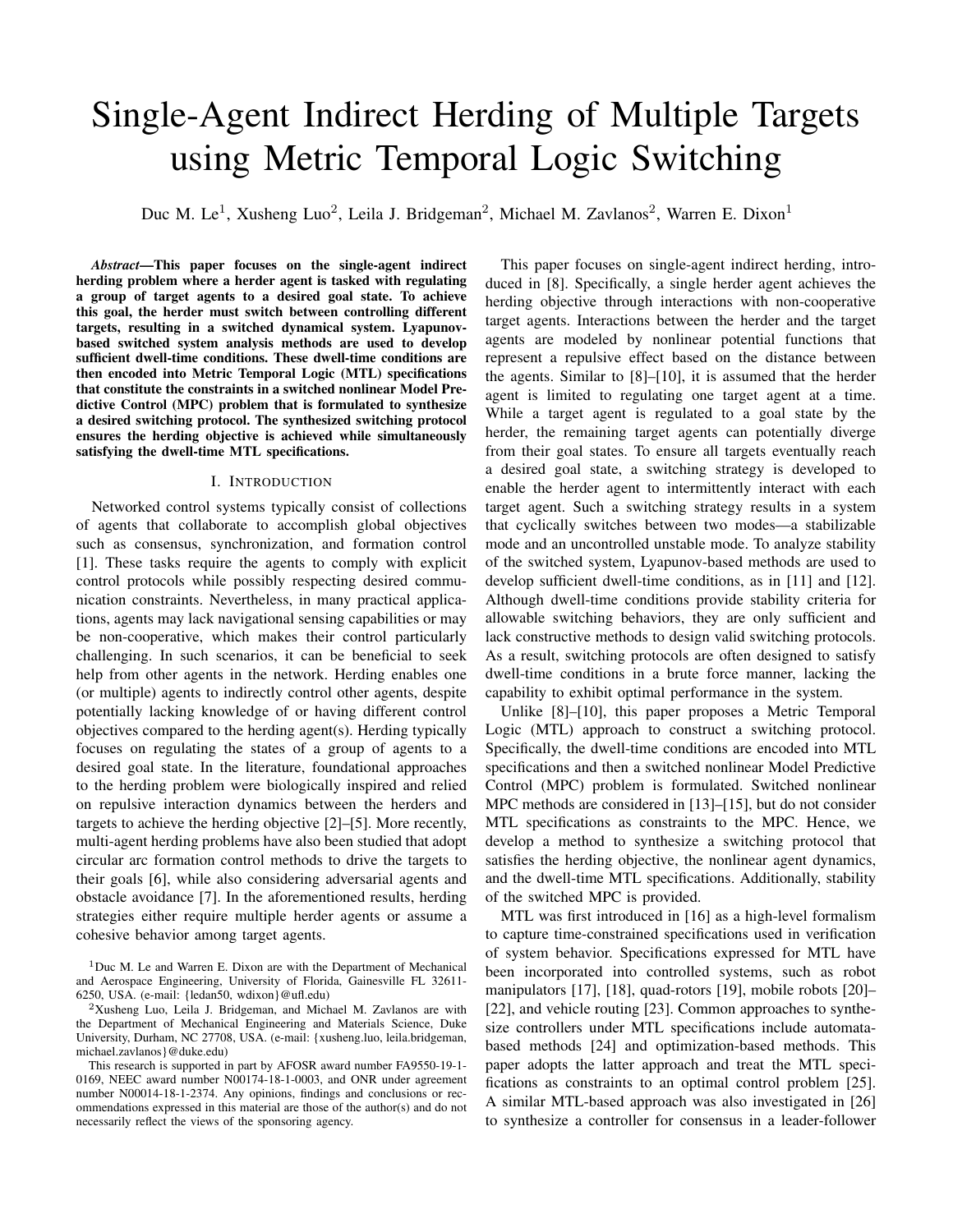# Single-Agent Indirect Herding of Multiple Targets using Metric Temporal Logic Switching

Duc M. Le[1], Xusheng Luo[2], Leila J. Bridgeman[2], Michael M. Zavlanos[2], Warren E. Dixon[1]

***Abstract*—This paper focuses on the single-agent indirect herding problem where a herder agent is tasked with regulating a group of target agents to a desired goal state. To achieve this goal, the herder must switch between controlling different targets, resulting in a switched dynamical system. Lyapunov-based switched system analysis methods are used to develop sufficient dwell-time conditions. These dwell-time conditions are then encoded into Metric Temporal Logic (MTL) specifications that constitute the constraints in a switched nonlinear Model Predictive Control (MPC) problem that is formulated to synthesize a desired switching protocol. The synthesized switching protocol ensures the herding objective is achieved while simultaneously satisfying the dwell-time MTL specifications.**

## I. Introduction

Networked control systems typically consist of collections of agents that collaborate to accomplish global objectives such as consensus, synchronization, and formation control [1]. These tasks require the agents to comply with explicit control protocols while possibly respecting desired communication constraints. Nevertheless, in many practical applications, agents may lack navigational sensing capabilities or may be non-cooperative, which makes their control particularly challenging. In such scenarios, it can be beneficial to seek help from other agents in the network. Herding enables one (or multiple) agents to indirectly control other agents, despite potentially lacking knowledge of or having different control objectives compared to the herding agent(s). Herding typically focuses on regulating the states of a group of agents to a desired goal state. In the literature, foundational approaches to the herding problem were biologically inspired and relied on repulsive interaction dynamics between the herders and targets to achieve the herding objective [2]–[5]. More recently, multi-agent herding problems have also been studied that adopt circular arc formation control methods to drive the targets to their goals [6], while also considering adversarial agents and obstacle avoidance [7]. In the aforementioned results, herding strategies either require multiple herder agents or assume a cohesive behavior among target agents.

This paper focuses on single-agent indirect herding, introduced in [8]. Specifically, a single herder agent achieves the herding objective through interactions with non-cooperative target agents. Interactions between the herder and the target agents are modeled by nonlinear potential functions that represent a repulsive effect based on the distance between the agents. Similar to [8]–[10], it is assumed that the herder agent is limited to regulating one target agent at a time. While a target agent is regulated to a goal state by the herder, the remaining target agents can potentially diverge from their goal states. To ensure all targets eventually reach a desired goal state, a switching strategy is developed to enable the herder agent to intermittently interact with each target agent. Such a switching strategy results in a system that cyclically switches between two modes—a stabilizable mode and an uncontrolled unstable mode. To analyze stability of the switched system, Lyapunov-based methods are used to develop sufficient dwell-time conditions, as in [11] and [12]. Although dwell-time conditions provide stability criteria for allowable switching behaviors, they are only sufficient and lack constructive methods to design valid switching protocols. As a result, switching protocols are often designed to satisfy dwell-time conditions in a brute force manner, lacking the capability to exhibit optimal performance in the system.

Unlike [8]–[10], this paper proposes a Metric Temporal Logic (MTL) approach to construct a switching protocol. Specifically, the dwell-time conditions are encoded into MTL specifications and then a switched nonlinear Model Predictive Control (MPC) problem is formulated. Switched nonlinear MPC methods are considered in [13]–[15], but do not consider MTL specifications as constraints to the MPC. Hence, we develop a method to synthesize a switching protocol that satisfies the herding objective, the nonlinear agent dynamics, and the dwell-time MTL specifications. Additionally, stability of the switched MPC is provided.

MTL was first introduced in [16] as a high-level formalism to capture time-constrained specifications used in verification of system behavior. Specifications expressed for MTL have been incorporated into controlled systems, such as robot manipulators [17], [18], quad-rotors [19], mobile robots [20]–[22], and vehicle routing [23]. Common approaches to synthesize controllers under MTL specifications include automata-based methods [24] and optimization-based methods. This paper adopts the latter approach and treat the MTL specifications as constraints to an optimal control problem [25]. A similar MTL-based approach was also investigated in [26] to synthesize a controller for consensus in a leader-follower

[1]Duc M. Le and Warren E. Dixon are with the Department of Mechanical and Aerospace Engineering, University of Florida, Gainesville FL 32611-6250, USA. (e-mail: {ledan50, wdixon}@ufl.edu)

[2]Xusheng Luo, Leila J. Bridgeman, and Michael M. Zavlanos are with the Department of Mechanical Engineering and Materials Science, Duke University, Durham, NC 27708, USA. (e-mail: {xusheng.luo, leila.bridgeman, michael.zavlanos}@duke.edu)

This research is supported in part by AFOSR award number FA9550-19-1-0169, NEEC award number N00174-18-1-0003, and ONR under agreement number N00014-18-1-2374. Any opinions, findings and conclusions or recommendations expressed in this material are those of the author(s) and do not necessarily reflect the views of the sponsoring agency.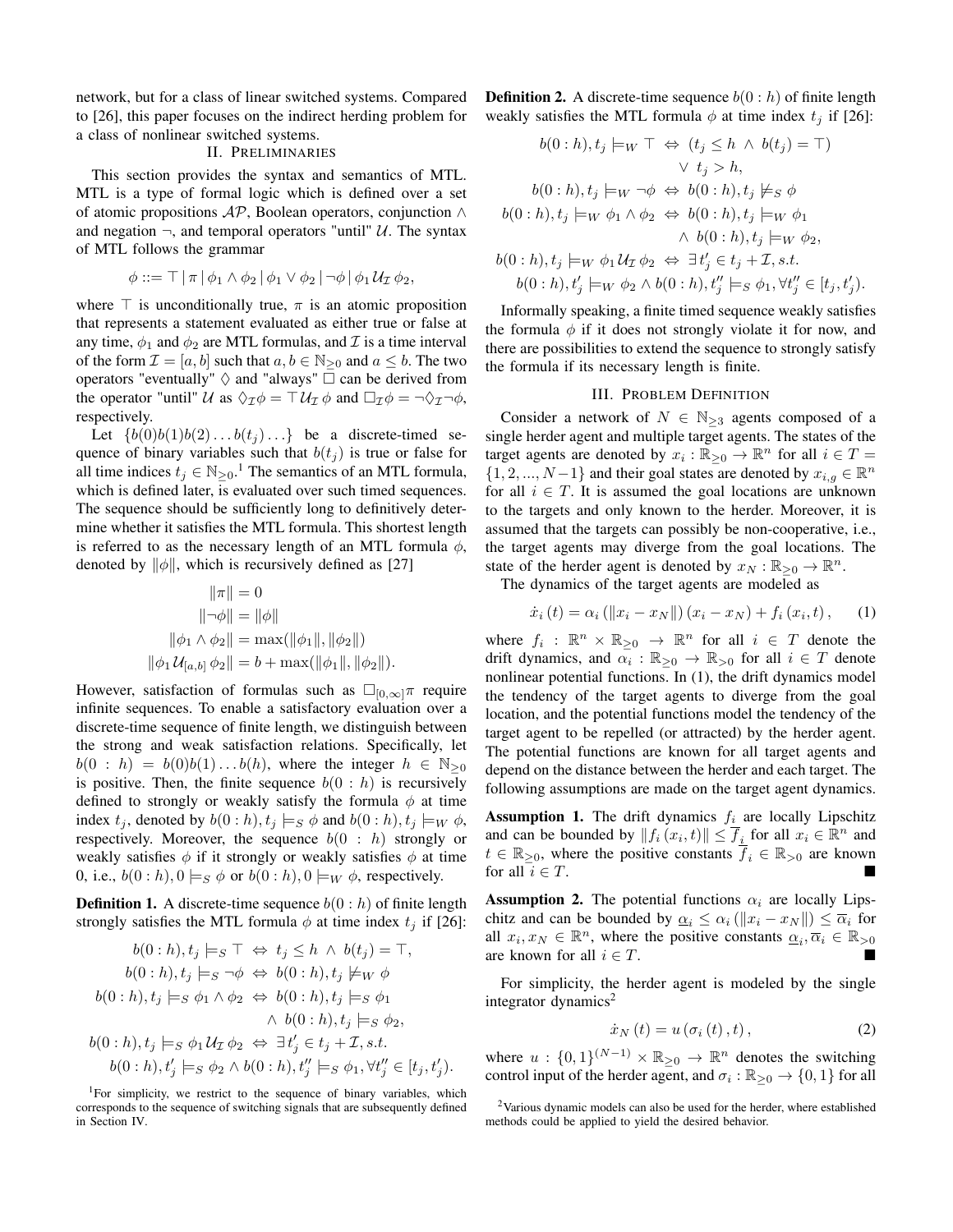network, but for a class of linear switched systems. Compared to [26], this paper focuses on the indirect herding problem for a class of nonlinear switched systems.

## II. Preliminaries

This section provides the syntax and semantics of MTL. MTL is a type of formal logic which is defined over a set of atomic propositions $\mathcal{AP}$, Boolean operators, conjunction $\wedge$ and negation $\neg$, and temporal operators "until" $\mathcal{U}$. The syntax of MTL follows the grammar

$$\phi ::= \top \,|\, \pi \,|\, \phi_1 \wedge \phi_2 \,|\, \phi_1 \vee \phi_2 \,|\, \neg\phi \,|\, \phi_1 \mathcal{U}_{\mathcal{I}}\, \phi_2,$$

where $\top$ is unconditionally true, $\pi$ is an atomic proposition that represents a statement evaluated as either true or false at any time, $\phi_1$ and $\phi_2$ are MTL formulas, and $\mathcal{I}$ is a time interval of the form $\mathcal{I} = [a, b]$ such that $a, b \in \mathbb{N}_{\geq 0}$ and $a \leq b$. The two operators "eventually" $\Diamond$ and "always" $\Box$ can be derived from the operator "until" $\mathcal{U}$ as $\Diamond_{\mathcal{I}}\phi = \top \mathcal{U}_{\mathcal{I}}\, \phi$ and $\Box_{\mathcal{I}}\phi = \neg\Diamond_{\mathcal{I}}\neg\phi$, respectively.

Let $\{b(0)b(1)b(2)\ldots b(t_j)\ldots\}$ be a discrete-timed sequence of binary variables such that $b(t_j)$ is true or false for all time indices $t_j \in \mathbb{N}_{\geq 0}$.[1] The semantics of an MTL formula, which is defined later, is evaluated over such timed sequences. The sequence should be sufficiently long to definitively determine whether it satisfies the MTL formula. This shortest length is referred to as the necessary length of an MTL formula $\phi$, denoted by $\|\phi\|$, which is recursively defined as [27]

$$\begin{aligned}
\|\pi\| &= 0 \\
\|\neg\phi\| &= \|\phi\| \\
\|\phi_1 \wedge \phi_2\| &= \max(\|\phi_1\|, \|\phi_2\|) \\
\|\phi_1 \mathcal{U}_{[a,b]}\, \phi_2\| &= b + \max(\|\phi_1\|, \|\phi_2\|).
\end{aligned}$$

However, satisfaction of formulas such as $\Box_{[0,\infty]}\pi$ require infinite sequences. To enable a satisfactory evaluation over a discrete-time sequence of finite length, we distinguish between the strong and weak satisfaction relations. Specifically, let $b(0:h) = b(0)b(1)\ldots b(h)$, where the integer $h \in \mathbb{N}_{\geq 0}$ is positive. Then, the finite sequence $b(0:h)$ is recursively defined to strongly or weakly satisfy the formula $\phi$ at time index $t_j$, denoted by $b(0:h), t_j \models_S \phi$ and $b(0:h), t_j \models_W \phi$, respectively. Moreover, the sequence $b(0:h)$ strongly or weakly satisfies $\phi$ if it strongly or weakly satisfies $\phi$ at time 0, i.e., $b(0:h), 0 \models_S \phi$ or $b(0:h), 0 \models_W \phi$, respectively.

**Definition 1.** A discrete-time sequence $b(0:h)$ of finite length strongly satisfies the MTL formula $\phi$ at time index $t_j$ if [26]:

$$\begin{aligned}
b(0:h), t_j \models_S \top \;&\Leftrightarrow\; t_j \leq h \,\wedge\, b(t_j) = \top, \\
b(0:h), t_j \models_S \neg\phi \;&\Leftrightarrow\; b(0:h), t_j \not\models_W \phi \\
b(0:h), t_j \models_S \phi_1 \wedge \phi_2 \;&\Leftrightarrow\; b(0:h), t_j \models_S \phi_1 \\
&\qquad \wedge\, b(0:h), t_j \models_S \phi_2, \\
b(0:h), t_j \models_S \phi_1 \mathcal{U}_{\mathcal{I}}\, \phi_2 \;&\Leftrightarrow\; \exists t_j' \in t_j + \mathcal{I}, s.t. \\
b(0:h), t_j' \models_S \phi_2 \,\wedge\, &b(0:h), t_j'' \models_S \phi_1, \forall t_j'' \in [t_j, t_j').
\end{aligned}$$

**Definition 2.** A discrete-time sequence $b(0:h)$ of finite length weakly satisfies the MTL formula $\phi$ at time index $t_j$ if [26]:

$$\begin{aligned}
b(0:h), t_j \models_W \top \;&\Leftrightarrow\; (t_j \leq h \,\wedge\, b(t_j) = \top) \\
&\qquad \vee\, t_j > h, \\
b(0:h), t_j \models_W \neg\phi \;&\Leftrightarrow\; b(0:h), t_j \not\models_S \phi \\
b(0:h), t_j \models_W \phi_1 \wedge \phi_2 \;&\Leftrightarrow\; b(0:h), t_j \models_W \phi_1 \\
&\qquad \wedge\, b(0:h), t_j \models_W \phi_2, \\
b(0:h), t_j \models_W \phi_1 \mathcal{U}_{\mathcal{I}}\, \phi_2 \;&\Leftrightarrow\; \exists t_j' \in t_j + \mathcal{I}, s.t. \\
b(0:h), t_j' \models_W \phi_2 \,\wedge\, &b(0:h), t_j'' \models_S \phi_1, \forall t_j'' \in [t_j, t_j').
\end{aligned}$$

Informally speaking, a finite timed sequence weakly satisfies the formula $\phi$ if it does not strongly violate it for now, and there are possibilities to extend the sequence to strongly satisfy the formula if its necessary length is finite.

## III. Problem Definition

Consider a network of $N \in \mathbb{N}_{\geq 3}$ agents composed of a single herder agent and multiple target agents. The states of the target agents are denoted by $x_i : \mathbb{R}_{\geq 0} \to \mathbb{R}^n$ for all $i \in T = \{1, 2, ..., N-1\}$ and their goal states are denoted by $x_{i,g} \in \mathbb{R}^n$ for all $i \in T$. It is assumed the goal locations are unknown to the targets and only known to the herder. Moreover, it is assumed that the targets can possibly be non-cooperative, i.e., the target agents may diverge from the goal locations. The state of the herder agent is denoted by $x_N : \mathbb{R}_{\geq 0} \to \mathbb{R}^n$.

The dynamics of the target agents are modeled as

$$\dot{x}_i\,(t) = \alpha_i\,(\|x_i - x_N\|)\,(x_i - x_N) + f_i\,(x_i, t)\,, \qquad (1)$$

where $f_i : \mathbb{R}^n \times \mathbb{R}_{\geq 0} \to \mathbb{R}^n$ for all $i \in T$ denote the drift dynamics, and $\alpha_i : \mathbb{R}_{\geq 0} \to \mathbb{R}_{>0}$ for all $i \in T$ denote nonlinear potential functions. In (1), the drift dynamics model the tendency of the target agents to diverge from the goal location, and the potential functions model the tendency of the target agent to be repelled (or attracted) by the herder agent. The potential functions are known for all target agents and depend on the distance between the herder and each target. The following assumptions are made on the target agent dynamics.

**Assumption 1.** The drift dynamics $f_i$ are locally Lipschitz and can be bounded by $\|f_i\,(x_i, t)\| \leq \overline{f_i}$ for all $x_i \in \mathbb{R}^n$ and $t \in \mathbb{R}_{\geq 0}$, where the positive constants $\overline{f}_i \in \mathbb{R}_{>0}$ are known for all $i \in T$. ■

**Assumption 2.** The potential functions $\alpha_i$ are locally Lipschitz and can be bounded by $\underline{\alpha}_i \leq \alpha_i\,(\|x_i - x_N\|) \leq \overline{\alpha}_i$ for all $x_i, x_N \in \mathbb{R}^n$, where the positive constants $\underline{\alpha}_i, \overline{\alpha}_i \in \mathbb{R}_{>0}$ are known for all $i \in T$. ■

For simplicity, the herder agent is modeled by the single integrator dynamics[2]

$$\dot{x}_N\,(t) = u\,(\sigma_i\,(t)\,, t)\,, \qquad (2)$$

where $u : \{0, 1\}^{(N-1)} \times \mathbb{R}_{\geq 0} \to \mathbb{R}^n$ denotes the switching control input of the herder agent, and $\sigma_i : \mathbb{R}_{\geq 0} \to \{0, 1\}$ for all

[1] For simplicity, we restrict to the sequence of binary variables, which corresponds to the sequence of switching signals that are subsequently defined in Section IV.

[2] Various dynamic models can also be used for the herder, where established methods could be applied to yield the desired behavior.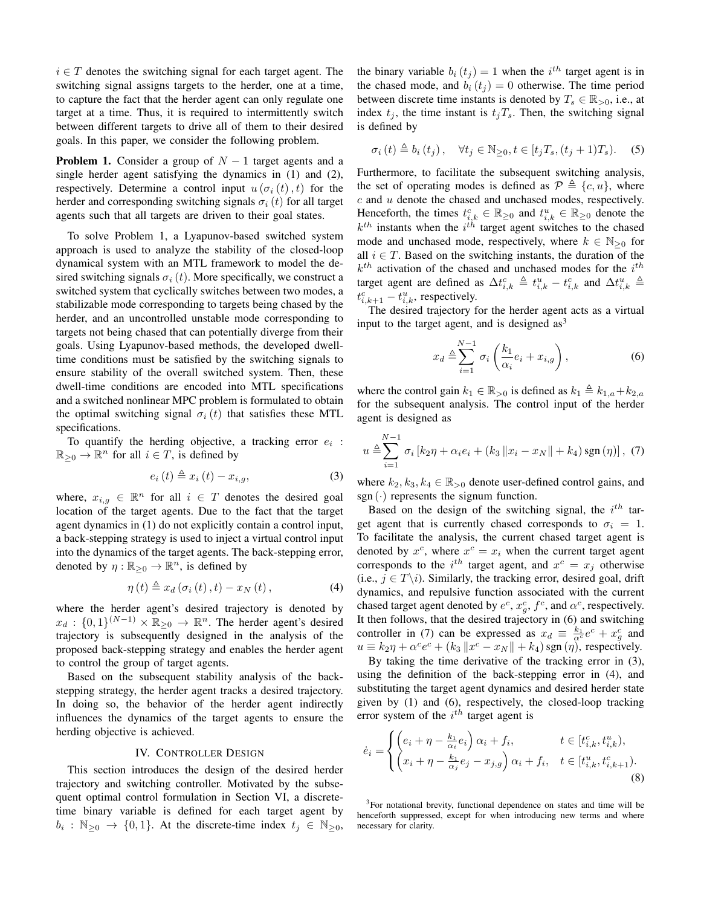$i \in T$ denotes the switching signal for each target agent. The switching signal assigns targets to the herder, one at a time, to capture the fact that the herder agent can only regulate one target at a time. Thus, it is required to intermittently switch between different targets to drive all of them to their desired goals. In this paper, we consider the following problem.

**Problem 1.** Consider a group of $N-1$ target agents and a single herder agent satisfying the dynamics in (1) and (2), respectively. Determine a control input $u(\sigma_i(t), t)$ for the herder and corresponding switching signals $\sigma_i(t)$ for all target agents such that all targets are driven to their goal states.

To solve Problem 1, a Lyapunov-based switched system approach is used to analyze the stability of the closed-loop dynamical system with an MTL framework to model the desired switching signals $\sigma_i(t)$. More specifically, we construct a switched system that cyclically switches between two modes, a stabilizable mode corresponding to targets being chased by the herder, and an uncontrolled unstable mode corresponding to targets not being chased that can potentially diverge from their goals. Using Lyapunov-based methods, the developed dwell-time conditions must be satisfied by the switching signals to ensure stability of the overall switched system. Then, these dwell-time conditions are encoded into MTL specifications and a switched nonlinear MPC problem is formulated to obtain the optimal switching signal $\sigma_i(t)$ that satisfies these MTL specifications.

To quantify the herding objective, a tracking error $e_i : \mathbb{R}_{\geq 0} \to \mathbb{R}^n$ for all $i \in T$, is defined by

$$e_i(t) \triangleq x_i(t) - x_{i,g}, \tag{3}$$

where, $x_{i,g} \in \mathbb{R}^n$ for all $i \in T$ denotes the desired goal location of the target agents. Due to the fact that the target agent dynamics in (1) do not explicitly contain a control input, a back-stepping strategy is used to inject a virtual control input into the dynamics of the target agents. The back-stepping error, denoted by $\eta : \mathbb{R}_{\geq 0} \to \mathbb{R}^n$, is defined by

$$\eta(t) \triangleq x_d(\sigma_i(t), t) - x_N(t), \tag{4}$$

where the herder agent's desired trajectory is denoted by $x_d : \{0,1\}^{(N-1)} \times \mathbb{R}_{\geq 0} \to \mathbb{R}^n$. The herder agent's desired trajectory is subsequently designed in the analysis of the proposed back-stepping strategy and enables the herder agent to control the group of target agents.

Based on the subsequent stability analysis of the back-stepping strategy, the herder agent tracks a desired trajectory. In doing so, the behavior of the herder agent indirectly influences the dynamics of the target agents to ensure the herding objective is achieved.

## IV. Controller Design

This section introduces the design of the desired herder trajectory and switching controller. Motivated by the subsequent optimal control formulation in Section VI, a discrete-time binary variable is defined for each target agent by $b_i : \mathbb{N}_{\geq 0} \to \{0,1\}$. At the discrete-time index $t_j \in \mathbb{N}_{\geq 0}$, the binary variable $b_i(t_j) = 1$ when the $i^{th}$ target agent is in the chased mode, and $b_i(t_j) = 0$ otherwise. The time period between discrete time instants is denoted by $T_s \in \mathbb{R}_{>0}$, i.e., at index $t_j$, the time instant is $t_j T_s$. Then, the switching signal is defined by

$$\sigma_i(t) \triangleq b_i(t_j), \quad \forall t_j \in \mathbb{N}_{\geq 0}, t \in [t_j T_s, (t_j+1)T_s). \tag{5}$$

Furthermore, to facilitate the subsequent switching analysis, the set of operating modes is defined as $\mathcal{P} \triangleq \{c, u\}$, where $c$ and $u$ denote the chased and unchased modes, respectively. Henceforth, the times $t_{i,k}^c \in \mathbb{R}_{\geq 0}$ and $t_{i,k}^u \in \mathbb{R}_{\geq 0}$ denote the $k^{th}$ instants when the $i^{th}$ target agent switches to the chased mode and unchased mode, respectively, where $k \in \mathbb{N}_{\geq 0}$ for all $i \in T$. Based on the switching instants, the duration of the $k^{th}$ activation of the chased and unchased modes for the $i^{th}$ target agent are defined as $\Delta t_{i,k}^c \triangleq t_{i,k}^u - t_{i,k}^c$ and $\Delta t_{i,k}^u \triangleq t_{i,k+1}^c - t_{i,k}^u$, respectively.

The desired trajectory for the herder agent acts as a virtual input to the target agent, and is designed as[3]

$$x_d \triangleq \sum_{i=1}^{N-1} \sigma_i \left( \frac{k_1}{\alpha_i} e_i + x_{i,g} \right), \tag{6}$$

where the control gain $k_1 \in \mathbb{R}_{>0}$ is defined as $k_1 \triangleq k_{1,a} + k_{2,a}$ for the subsequent analysis. The control input of the herder agent is designed as

$$u \triangleq \sum_{i=1}^{N-1} \sigma_i \left[ k_2 \eta + \alpha_i e_i + (k_3 \|x_i - x_N\| + k_4) \operatorname{sgn}(\eta) \right], \tag{7}$$

where $k_2, k_3, k_4 \in \mathbb{R}_{>0}$ denote user-defined control gains, and $\operatorname{sgn}(\cdot)$ represents the signum function.

Based on the design of the switching signal, the $i^{th}$ target agent that is currently chased corresponds to $\sigma_i = 1$. To facilitate the analysis, the current chased target agent is denoted by $x^c$, where $x^c = x_i$ when the current target agent corresponds to the $i^{th}$ target agent, and $x^c = x_j$ otherwise (i.e., $j \in T \backslash i$). Similarly, the tracking error, desired goal, drift dynamics, and repulsive function associated with the current chased target agent denoted by $e^c$, $x_g^c$, $f^c$, and $\alpha^c$, respectively. It then follows, that the desired trajectory in (6) and switching controller in (7) can be expressed as $x_d \equiv \frac{k_1}{\alpha^c} e^c + x_g^c$ and $u \equiv k_2 \eta + \alpha^c e^c + (k_3 \|x^c - x_N\| + k_4) \operatorname{sgn}(\eta)$, respectively.

By taking the time derivative of the tracking error in (3), using the definition of the back-stepping error in (4), and substituting the target agent dynamics and desired herder state given by (1) and (6), respectively, the closed-loop tracking error system of the $i^{th}$ target agent is

$$\dot{e}_i = \begin{cases} \left( e_i + \eta - \frac{k_1}{\alpha_i} e_i \right) \alpha_i + f_i, & t \in [t_{i,k}^c, t_{i,k}^u), \\ \left( x_i + \eta - \frac{k_1}{\alpha_j} e_j - x_{j,g} \right) \alpha_i + f_i, & t \in [t_{i,k}^u, t_{i,k+1}^c). \end{cases} \tag{8}$$

[3] For notational brevity, functional dependence on states and time will be henceforth suppressed, except for when introducing new terms and where necessary for clarity.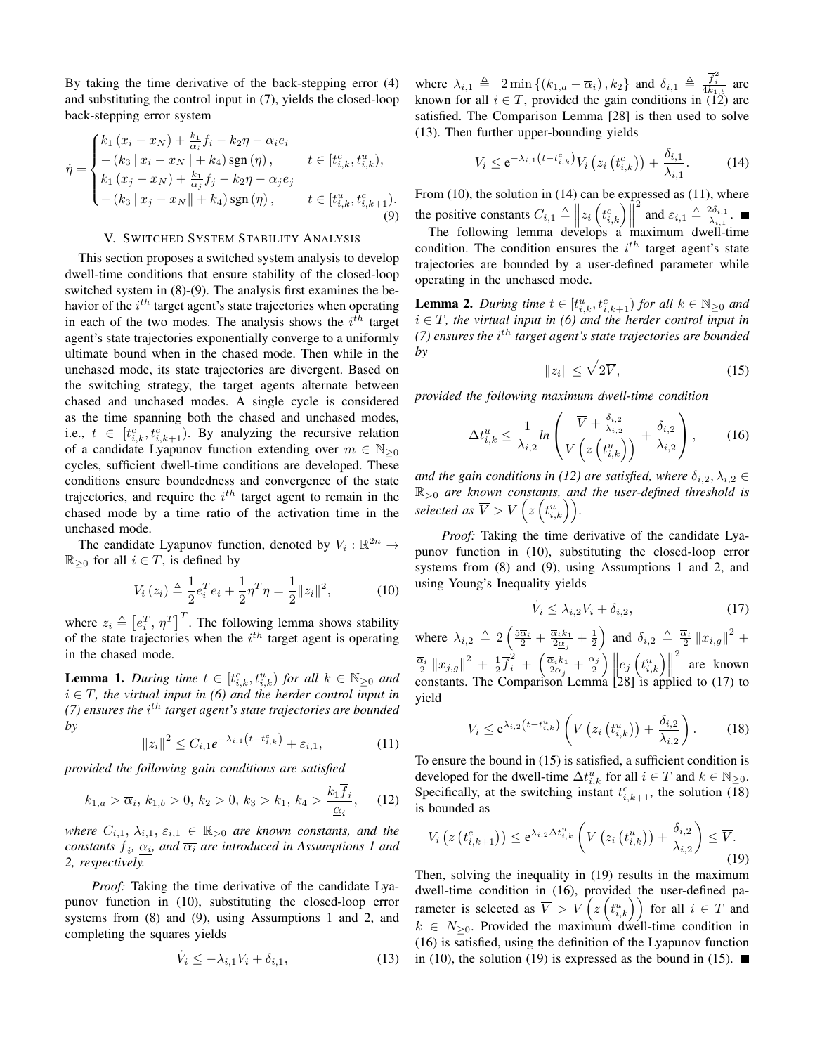By taking the time derivative of the back-stepping error (4) and substituting the control input in (7), yields the closed-loop back-stepping error system

$$\dot{\eta} = \begin{cases} k_1 (x_i - x_N) + \frac{k_1}{\alpha_i} f_i - k_2 \eta - \alpha_i e_i \\ - (k_3 \|x_i - x_N\| + k_4) \operatorname{sgn}(\eta), & t \in [t_{i,k}^c, t_{i,k}^u), \\ k_1 (x_j - x_N) + \frac{k_1}{\alpha_j} f_j - k_2 \eta - \alpha_j e_j \\ - (k_3 \|x_j - x_N\| + k_4) \operatorname{sgn}(\eta), & t \in [t_{i,k}^u, t_{i,k+1}^c). \end{cases} \tag{9}$$

## V. Switched System Stability Analysis

This section proposes a switched system analysis to develop dwell-time conditions that ensure stability of the closed-loop switched system in (8)-(9). The analysis first examines the behavior of the $i^{th}$ target agent's state trajectories when operating in each of the two modes. The analysis shows the $i^{th}$ target agent's state trajectories exponentially converge to a uniformly ultimate bound when in the chased mode. Then while in the unchased mode, its state trajectories are divergent. Based on the switching strategy, the target agents alternate between chased and unchased modes. A single cycle is considered as the time spanning both the chased and unchased modes, i.e., $t \in [t_{i,k}^c, t_{i,k+1}^c)$. By analyzing the recursive relation of a candidate Lyapunov function extending over $m \in \mathbb{N}_{\geq 0}$ cycles, sufficient dwell-time conditions are developed. These conditions ensure boundedness and convergence of the state trajectories, and require the $i^{th}$ target agent to remain in the chased mode by a time ratio of the activation time in the unchased mode.

The candidate Lyapunov function, denoted by $V_i : \mathbb{R}^{2n} \to \mathbb{R}_{\geq 0}$ for all $i \in T$, is defined by

$$V_i(z_i) \triangleq \frac{1}{2} e_i^T e_i + \frac{1}{2} \eta^T \eta = \frac{1}{2} \|z_i\|^2, \tag{10}$$

where $z_i \triangleq \left[e_i^T, \eta^T\right]^T$. The following lemma shows stability of the state trajectories when the $i^{th}$ target agent is operating in the chased mode.

**Lemma 1.** *During time $t \in [t_{i,k}^c, t_{i,k}^u)$ for all $k \in \mathbb{N}_{\geq 0}$ and $i \in T$, the virtual input in (6) and the herder control input in (7) ensures the $i^{th}$ target agent's state trajectories are bounded by*

$$\|z_i\|^2 \leq C_{i,1} e^{-\lambda_{i,1}\left(t - t_{i,k}^c\right)} + \varepsilon_{i,1}, \tag{11}$$

*provided the following gain conditions are satisfied*

$$k_{1,a} > \overline{\alpha}_i,\ k_{1,b} > 0,\ k_2 > 0,\ k_3 > k_1,\ k_4 > \frac{k_1 \overline{f}_i}{\underline{\alpha_i}}, \tag{12}$$

*where $C_{i,1}, \lambda_{i,1}, \varepsilon_{i,1} \in \mathbb{R}_{>0}$ are known constants, and the constants $\overline{f}_i$, $\underline{\alpha_i}$, and $\overline{\alpha_i}$ are introduced in Assumptions 1 and 2, respectively.*

*Proof:* Taking the time derivative of the candidate Lyapunov function in (10), substituting the closed-loop error systems from (8) and (9), using Assumptions 1 and 2, and completing the squares yields

$$\dot{V}_i \leq -\lambda_{i,1} V_i + \delta_{i,1}, \tag{13}$$

where $\lambda_{i,1} \triangleq 2 \min\{(k_{1,a} - \overline{\alpha}_i), k_2\}$ and $\delta_{i,1} \triangleq \frac{\overline{f}_i^2}{4k_{1,b}}$ are known for all $i \in T$, provided the gain conditions in (12) are satisfied. The Comparison Lemma [28] is then used to solve (13). Then further upper-bounding yields

$$V_i \leq e^{-\lambda_{i,1}\left(t - t_{i,k}^c\right)} V_i\left(z_i\left(t_{i,k}^c\right)\right) + \frac{\delta_{i,1}}{\lambda_{i,1}}. \tag{14}$$

From (10), the solution in (14) can be expressed as (11), where the positive constants $C_{i,1} \triangleq \left\|z_i\left(t_{i,k}^c\right)\right\|^2$ and $\varepsilon_{i,1} \triangleq \frac{2\delta_{i,1}}{\lambda_{i,1}}$. ■

The following lemma develops a maximum dwell-time condition. The condition ensures the $i^{th}$ target agent's state trajectories are bounded by a user-defined parameter while operating in the unchased mode.

**Lemma 2.** *During time $t \in [t_{i,k}^u, t_{i,k+1}^c)$ for all $k \in \mathbb{N}_{\geq 0}$ and $i \in T$, the virtual input in (6) and the herder control input in (7) ensures the $i^{th}$ target agent's state trajectories are bounded by*

$$\|z_i\| \leq \sqrt{2\overline{V}}, \tag{15}$$

*provided the following maximum dwell-time condition*

$$\Delta t_{i,k}^u \leq \frac{1}{\lambda_{i,2}} ln\left(\frac{\overline{V} + \frac{\delta_{i,2}}{\lambda_{i,2}}}{V\left(z\left(t_{i,k}^u\right)\right)} + \frac{\delta_{i,2}}{\lambda_{i,2}}\right), \tag{16}$$

*and the gain conditions in (12) are satisfied, where $\delta_{i,2}, \lambda_{i,2} \in \mathbb{R}_{>0}$ are known constants, and the user-defined threshold is selected as $\overline{V} > V\left(z\left(t_{i,k}^u\right)\right)$.*

*Proof:* Taking the time derivative of the candidate Lyapunov function in (10), substituting the closed-loop error systems from (8) and (9), using Assumptions 1 and 2, and using Young's Inequality yields

$$\dot{V}_i \leq \lambda_{i,2} V_i + \delta_{i,2}, \tag{17}$$

where $\lambda_{i,2} \triangleq 2\left(\frac{5\overline{\alpha}_i}{2} + \frac{\overline{\alpha}_i k_1}{2\underline{\alpha}_j} + \frac{1}{2}\right)$ and $\delta_{i,2} \triangleq \frac{\overline{\alpha}_i}{2}\|x_{i,g}\|^2 + \frac{\overline{\alpha}_i}{2}\|x_{j,g}\|^2 + \frac{1}{2}\overline{f}_i^2 + \left(\frac{\overline{\alpha}_i k_1}{2\underline{\alpha}_j} + \frac{\overline{\alpha}_j}{2}\right)\left\|e_j\left(t_{i,k}^u\right)\right\|^2$ are known constants. The Comparison Lemma [28] is applied to (17) to yield

$$V_i \leq e^{\lambda_{i,2}\left(t - t_{i,k}^u\right)}\left(V\left(z_i\left(t_{i,k}^u\right)\right) + \frac{\delta_{i,2}}{\lambda_{i,2}}\right). \tag{18}$$

To ensure the bound in (15) is satisfied, a sufficient condition is developed for the dwell-time $\Delta t_{i,k}^u$ for all $i \in T$ and $k \in \mathbb{N}_{\geq 0}$. Specifically, at the switching instant $t_{i,k+1}^c$, the solution (18) is bounded as

$$V_i\left(z\left(t_{i,k+1}^c\right)\right) \leq e^{\lambda_{i,2}\Delta t_{i,k}^u}\left(V\left(z_i\left(t_{i,k}^u\right)\right) + \frac{\delta_{i,2}}{\lambda_{i,2}}\right) \leq \overline{V}. \tag{19}$$

Then, solving the inequality in (19) results in the maximum dwell-time condition in (16), provided the user-defined parameter is selected as $\overline{V} > V\left(z\left(t_{i,k}^u\right)\right)$ for all $i \in T$ and $k \in N_{\geq 0}$. Provided the maximum dwell-time condition in (16) is satisfied, using the definition of the Lyapunov function in (10), the solution (19) is expressed as the bound in (15). ■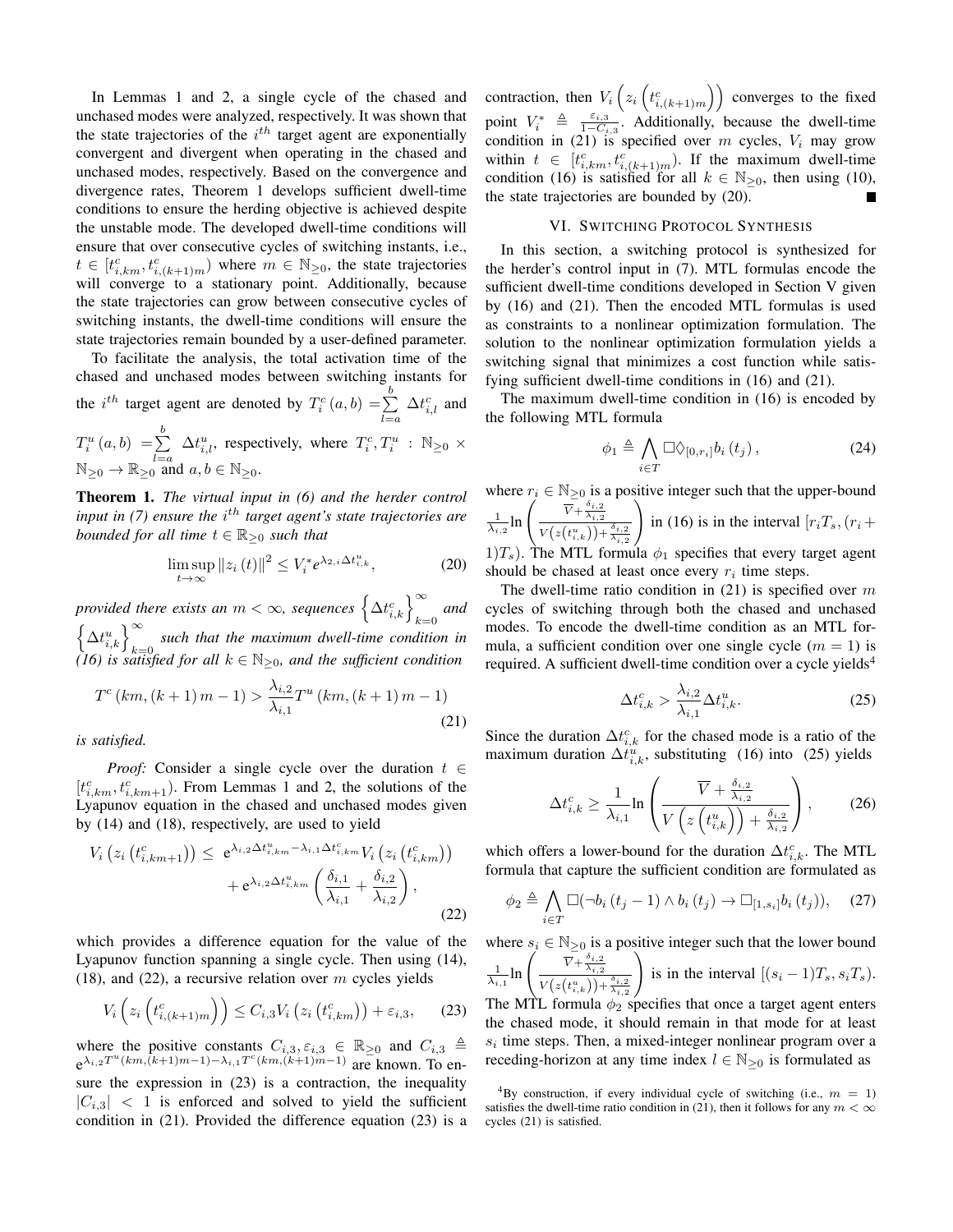In Lemmas 1 and 2, a single cycle of the chased and unchased modes were analyzed, respectively. It was shown that the state trajectories of the $i^{th}$ target agent are exponentially convergent and divergent when operating in the chased and unchased modes, respectively. Based on the convergence and divergence rates, Theorem 1 develops sufficient dwell-time conditions to ensure the herding objective is achieved despite the unstable mode. The developed dwell-time conditions will ensure that over consecutive cycles of switching instants, i.e., $t \in [t_{i,km}^{c}, t_{i,(k+1)m}^{c})$ where $m \in \mathbb{N}_{\geq 0}$, the state trajectories will converge to a stationary point. Additionally, because the state trajectories can grow between consecutive cycles of switching instants, the dwell-time conditions will ensure the state trajectories remain bounded by a user-defined parameter.

To facilitate the analysis, the total activation time of the chased and unchased modes between switching instants for the $i^{th}$ target agent are denoted by $T_i^c(a,b) = \sum_{l=a}^{b} \Delta t_{i,l}^{c}$ and $T_i^u(a,b) = \sum_{l=a}^{b} \Delta t_{i,l}^{u}$, respectively, where $T_i^c, T_i^u : \mathbb{N}_{\geq 0} \times \mathbb{N}_{\geq 0} \to \mathbb{R}_{\geq 0}$ and $a, b \in \mathbb{N}_{\geq 0}$.

**Theorem 1.** *The virtual input in (6) and the herder control input in (7) ensure the $i^{th}$ target agent's state trajectories are bounded for all time $t \in \mathbb{R}_{\geq 0}$ such that*

$$\limsup_{t \to \infty} \|z_i(t)\|^2 \leq V_i^* e^{\lambda_{2,i} \Delta t_{i,k}^{u}}, \tag{20}$$

*provided there exists an $m < \infty$, sequences $\left\{\Delta t_{i,k}^{c}\right\}_{k=0}^{\infty}$ and $\left\{\Delta t_{i,k}^{u}\right\}_{k=0}^{\infty}$ such that the maximum dwell-time condition in (16) is satisfied for all $k \in \mathbb{N}_{\geq 0}$, and the sufficient condition*

$$T^c(km, (k+1)m - 1) > \frac{\lambda_{i,2}}{\lambda_{i,1}} T^u(km, (k+1)m - 1) \tag{21}$$

*is satisfied.*

*Proof:* Consider a single cycle over the duration $t \in [t_{i,km}^{c}, t_{i,km+1}^{c})$. From Lemmas 1 and 2, the solutions of the Lyapunov equation in the chased and unchased modes given by (14) and (18), respectively, are used to yield

$$\begin{aligned} V_i\left(z_i\left(t_{i,km+1}^{c}\right)\right) \leq\ & e^{\lambda_{i,2}\Delta t_{i,km}^{u} - \lambda_{i,1}\Delta t_{i,km}^{c}} V_i\left(z_i\left(t_{i,km}^{c}\right)\right) \\ & + e^{\lambda_{i,2}\Delta t_{i,km}^{u}} \left(\frac{\delta_{i,1}}{\lambda_{i,1}} + \frac{\delta_{i,2}}{\lambda_{i,2}}\right), \end{aligned} \tag{22}$$

which provides a difference equation for the value of the Lyapunov function spanning a single cycle. Then using (14), (18), and (22), a recursive relation over $m$ cycles yields

$$V_i\left(z_i\left(t_{i,(k+1)m}^{c}\right)\right) \leq C_{i,3} V_i\left(z_i\left(t_{i,km}^{c}\right)\right) + \varepsilon_{i,3}, \tag{23}$$

where the positive constants $C_{i,3}, \varepsilon_{i,3} \in \mathbb{R}_{\geq 0}$ and $C_{i,3} \triangleq e^{\lambda_{i,2} T^u(km,(k+1)m-1) - \lambda_{i,1} T^c(km,(k+1)m-1)}$ are known. To ensure the expression in (23) is a contraction, the inequality $|C_{i,3}| < 1$ is enforced and solved to yield the sufficient condition in (21). Provided the difference equation (23) is a contraction, then $V_i\left(z_i\left(t_{i,(k+1)m}^{c}\right)\right)$ converges to the fixed point $V_i^* \triangleq \frac{\varepsilon_{i,3}}{1 - C_{i,3}}$. Additionally, because the dwell-time condition in (21) is specified over $m$ cycles, $V_i$ may grow within $t \in [t_{i,km}^{c}, t_{i,(k+1)m}^{c})$. If the maximum dwell-time condition (16) is satisfied for all $k \in \mathbb{N}_{\geq 0}$, then using (10), the state trajectories are bounded by (20). ■

## VI. Switching Protocol Synthesis

In this section, a switching protocol is synthesized for the herder's control input in (7). MTL formulas encode the sufficient dwell-time conditions developed in Section V given by (16) and (21). Then the encoded MTL formulas is used as constraints to a nonlinear optimization formulation. The solution to the nonlinear optimization formulation yields a switching signal that minimizes a cost function while satisfying sufficient dwell-time conditions in (16) and (21).

The maximum dwell-time condition in (16) is encoded by the following MTL formula

$$\phi_1 \triangleq \bigwedge_{i \in T} \square \lozenge_{[0, r_i]} b_i(t_j), \tag{24}$$

where $r_i \in \mathbb{N}_{\geq 0}$ is a positive integer such that the upper-bound $\frac{1}{\lambda_{i,2}} \ln\left(\frac{\overline{V} + \frac{\delta_{i,2}}{\lambda_{i,2}}}{V\left(z\left(t_{i,k}^{u}\right)\right) + \frac{\delta_{i,2}}{\lambda_{i,2}}}\right)$ in (16) is in the interval $[r_i T_s, (r_i + 1)T_s)$. The MTL formula $\phi_1$ specifies that every target agent should be chased at least once every $r_i$ time steps.

The dwell-time ratio condition in (21) is specified over $m$ cycles of switching through both the chased and unchased modes. To encode the dwell-time condition as an MTL formula, a sufficient condition over one single cycle ($m = 1$) is required. A sufficient dwell-time condition over a cycle yields[4]

$$\Delta t_{i,k}^{c} > \frac{\lambda_{i,2}}{\lambda_{i,1}} \Delta t_{i,k}^{u}. \tag{25}$$

Since the duration $\Delta t_{i,k}^{c}$ for the chased mode is a ratio of the maximum duration $\Delta t_{i,k}^{u}$, substituting (16) into (25) yields

$$\Delta t_{i,k}^{c} \geq \frac{1}{\lambda_{i,1}} \ln\left(\frac{\overline{V} + \frac{\delta_{i,2}}{\lambda_{i,2}}}{V\left(z\left(t_{i,k}^{u}\right)\right) + \frac{\delta_{i,2}}{\lambda_{i,2}}}\right), \tag{26}$$

which offers a lower-bound for the duration $\Delta t_{i,k}^{c}$. The MTL formula that capture the sufficient condition are formulated as

$$\phi_2 \triangleq \bigwedge_{i \in T} \square(\neg b_i(t_j - 1) \wedge b_i(t_j) \to \square_{[1, s_i]} b_i(t_j)), \tag{27}$$

where $s_i \in \mathbb{N}_{\geq 0}$ is a positive integer such that the lower bound $\frac{1}{\lambda_{i,1}} \ln\left(\frac{\overline{V} + \frac{\delta_{i,2}}{\lambda_{i,2}}}{V\left(z\left(t_{i,k}^{u}\right)\right) + \frac{\delta_{i,2}}{\lambda_{i,2}}}\right)$ is in the interval $[(s_i - 1)T_s, s_i T_s)$. The MTL formula $\phi_2$ specifies that once a target agent enters the chased mode, it should remain in that mode for at least $s_i$ time steps. Then, a mixed-integer nonlinear program over a receding-horizon at any time index $l \in \mathbb{N}_{\geq 0}$ is formulated as

[4]By construction, if every individual cycle of switching (i.e., $m = 1$) satisfies the dwell-time ratio condition in (21), then it follows for any $m < \infty$ cycles (21) is satisfied.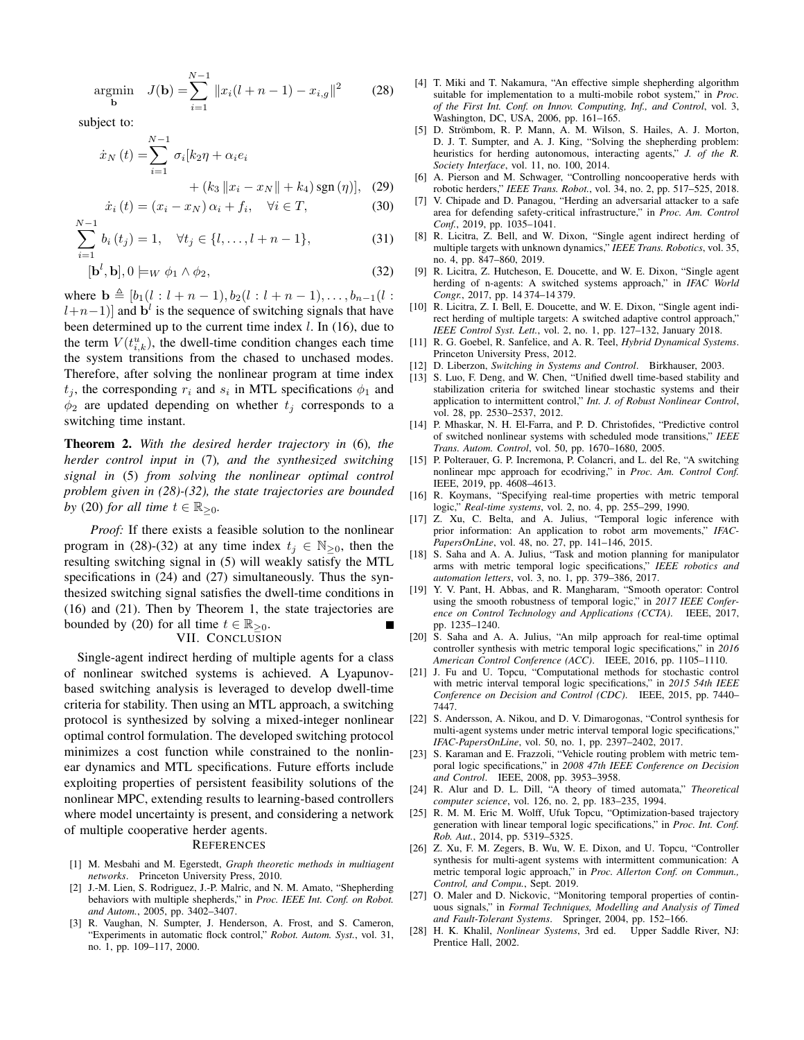$$\underset{\mathbf{b}}{\operatorname{argmin}} \quad J(\mathbf{b}) = \sum_{i=1}^{N-1} \|x_i(l+n-1) - x_{i,g}\|^2 \tag{28}$$

subject to:

$$\dot{x}_N(t) = \sum_{i=1}^{N-1} \sigma_i [k_2 \eta + \alpha_i e_i + (k_3 \|x_i - x_N\| + k_4) \operatorname{sgn}(\eta)], \tag{29}$$

$$\dot{x}_i(t) = (x_i - x_N)\alpha_i + f_i, \quad \forall i \in T, \tag{30}$$

$$\sum_{i=1}^{N-1} b_i(t_j) = 1, \quad \forall t_j \in \{l, \ldots, l+n-1\}, \tag{31}$$

$$[\mathbf{b}^l, \mathbf{b}], 0 \models_W \phi_1 \wedge \phi_2, \tag{32}$$

where $\mathbf{b} \triangleq [b_1(l : l+n-1), b_2(l : l+n-1), \ldots, b_{n-1}(l : l+n-1)]$ and $\mathbf{b}^l$ is the sequence of switching signals that have been determined up to the current time index $l$. In (16), due to the term $V(t^u_{i,k})$, the dwell-time condition changes each time the system transitions from the chased to unchased modes. Therefore, after solving the nonlinear program at time index $t_j$, the corresponding $r_i$ and $s_i$ in MTL specifications $\phi_1$ and $\phi_2$ are updated depending on whether $t_j$ corresponds to a switching time instant.

**Theorem 2.** *With the desired herder trajectory in* (6)*, the herder control input in* (7)*, and the synthesized switching signal in* (5) *from solving the nonlinear optimal control problem given in (28)-(32), the state trajectories are bounded by* (20) *for all time* $t \in \mathbb{R}_{\geq 0}$.

*Proof:* If there exists a feasible solution to the nonlinear program in (28)-(32) at any time index $t_j \in \mathbb{N}_{\geq 0}$, then the resulting switching signal in (5) will weakly satisfy the MTL specifications in (24) and (27) simultaneously. Thus the synthesized switching signal satisfies the dwell-time conditions in (16) and (21). Then by Theorem 1, the state trajectories are bounded by (20) for all time $t \in \mathbb{R}_{\geq 0}$. ∎

## VII. Conclusion

Single-agent indirect herding of multiple agents for a class of nonlinear switched systems is achieved. A Lyapunov-based switching analysis is leveraged to develop dwell-time criteria for stability. Then using an MTL approach, a switching protocol is synthesized by solving a mixed-integer nonlinear optimal control formulation. The developed switching protocol minimizes a cost function while constrained to the nonlinear dynamics and MTL specifications. Future efforts include exploiting properties of persistent feasibility solutions of the nonlinear MPC, extending results to learning-based controllers where model uncertainty is present, and considering a network of multiple cooperative herder agents.

## References

[1] M. Mesbahi and M. Egerstedt, *Graph theoretic methods in multiagent networks*. Princeton University Press, 2010.

[2] J.-M. Lien, S. Rodriguez, J.-P. Malric, and N. M. Amato, “Shepherding behaviors with multiple shepherds,” in *Proc. IEEE Int. Conf. on Robot. and Autom.*, 2005, pp. 3402–3407.

[3] R. Vaughan, N. Sumpter, J. Henderson, A. Frost, and S. Cameron, “Experiments in automatic flock control,” *Robot. Autom. Syst.*, vol. 31, no. 1, pp. 109–117, 2000.

[4] T. Miki and T. Nakamura, “An effective simple shepherding algorithm suitable for implementation to a multi-mobile robot system,” in *Proc. of the First Int. Conf. on Innov. Computing, Inf., and Control*, vol. 3, Washington, DC, USA, 2006, pp. 161–165.

[5] D. Strömbom, R. P. Mann, A. M. Wilson, S. Hailes, A. J. Morton, D. J. T. Sumpter, and A. J. King, “Solving the shepherding problem: heuristics for herding autonomous, interacting agents,” *J. of the R. Society Interface*, vol. 11, no. 100, 2014.

[6] A. Pierson and M. Schwager, “Controlling noncooperative herds with robotic herders,” *IEEE Trans. Robot.*, vol. 34, no. 2, pp. 517–525, 2018.

[7] V. Chipade and D. Panagou, “Herding an adversarial attacker to a safe area for defending safety-critical infrastructure,” in *Proc. Am. Control Conf.*, 2019, pp. 1035–1041.

[8] R. Licitra, Z. Bell, and W. Dixon, “Single agent indirect herding of multiple targets with unknown dynamics,” *IEEE Trans. Robotics*, vol. 35, no. 4, pp. 847–860, 2019.

[9] R. Licitra, Z. Hutcheson, E. Doucette, and W. E. Dixon, “Single agent herding of n-agents: A switched systems approach,” in *IFAC World Congr.*, 2017, pp. 14 374–14 379.

[10] R. Licitra, Z. I. Bell, E. Doucette, and W. E. Dixon, “Single agent indirect herding of multiple targets: A switched adaptive control approach,” *IEEE Control Syst. Lett.*, vol. 2, no. 1, pp. 127–132, January 2018.

[11] R. G. Goebel, R. Sanfelice, and A. R. Teel, *Hybrid Dynamical Systems*. Princeton University Press, 2012.

[12] D. Liberzon, *Switching in Systems and Control*. Birkhauser, 2003.

[13] S. Luo, F. Deng, and W. Chen, “Unified dwell time-based stability and stabilization criteria for switched linear stochastic systems and their application to intermittent control,” *Int. J. of Robust Nonlinear Control*, vol. 28, pp. 2530–2537, 2012.

[14] P. Mhaskar, N. H. El-Farra, and P. D. Christofides, “Predictive control of switched nonlinear systems with scheduled mode transitions,” *IEEE Trans. Autom. Control*, vol. 50, pp. 1670–1680, 2005.

[15] P. Polterauer, G. P. Incremona, P. Colancri, and L. del Re, “A switching nonlinear mpc approach for ecodriving,” in *Proc. Am. Control Conf.* IEEE, 2019, pp. 4608–4613.

[16] R. Koymans, “Specifying real-time properties with metric temporal logic,” *Real-time systems*, vol. 2, no. 4, pp. 255–299, 1990.

[17] Z. Xu, C. Belta, and A. Julius, “Temporal logic inference with prior information: An application to robot arm movements,” *IFAC-PapersOnLine*, vol. 48, no. 27, pp. 141–146, 2015.

[18] S. Saha and A. A. Julius, “Task and motion planning for manipulator arms with metric temporal logic specifications,” *IEEE robotics and automation letters*, vol. 3, no. 1, pp. 379–386, 2017.

[19] Y. V. Pant, H. Abbas, and R. Mangharam, “Smooth operator: Control using the smooth robustness of temporal logic,” in *2017 IEEE Conference on Control Technology and Applications (CCTA)*. IEEE, 2017, pp. 1235–1240.

[20] S. Saha and A. A. Julius, “An milp approach for real-time optimal controller synthesis with metric temporal logic specifications,” in *2016 American Control Conference (ACC)*. IEEE, 2016, pp. 1105–1110.

[21] J. Fu and U. Topcu, “Computational methods for stochastic control with metric interval temporal logic specifications,” in *2015 54th IEEE Conference on Decision and Control (CDC)*. IEEE, 2015, pp. 7440–7447.

[22] S. Andersson, A. Nikou, and D. V. Dimarogonas, “Control synthesis for multi-agent systems under metric interval temporal logic specifications,” *IFAC-PapersOnLine*, vol. 50, no. 1, pp. 2397–2402, 2017.

[23] S. Karaman and E. Frazzoli, “Vehicle routing problem with metric temporal logic specifications,” in *2008 47th IEEE Conference on Decision and Control*. IEEE, 2008, pp. 3953–3958.

[24] R. Alur and D. L. Dill, “A theory of timed automata,” *Theoretical computer science*, vol. 126, no. 2, pp. 183–235, 1994.

[25] R. M. M. Eric M. Wolff, Ufuk Topcu, “Optimization-based trajectory generation with linear temporal logic specifications,” in *Proc. Int. Conf. Rob. Aut.*, 2014, pp. 5319–5325.

[26] Z. Xu, F. M. Zegers, B. Wu, W. E. Dixon, and U. Topcu, “Controller synthesis for multi-agent systems with intermittent communication: A metric temporal logic approach,” in *Proc. Allerton Conf. on Commun., Control, and Compu.*, Sept. 2019.

[27] O. Maler and D. Nickovic, “Monitoring temporal properties of continuous signals,” in *Formal Techniques, Modelling and Analysis of Timed and Fault-Tolerant Systems*. Springer, 2004, pp. 152–166.

[28] H. K. Khalil, *Nonlinear Systems*, 3rd ed. Upper Saddle River, NJ: Prentice Hall, 2002.